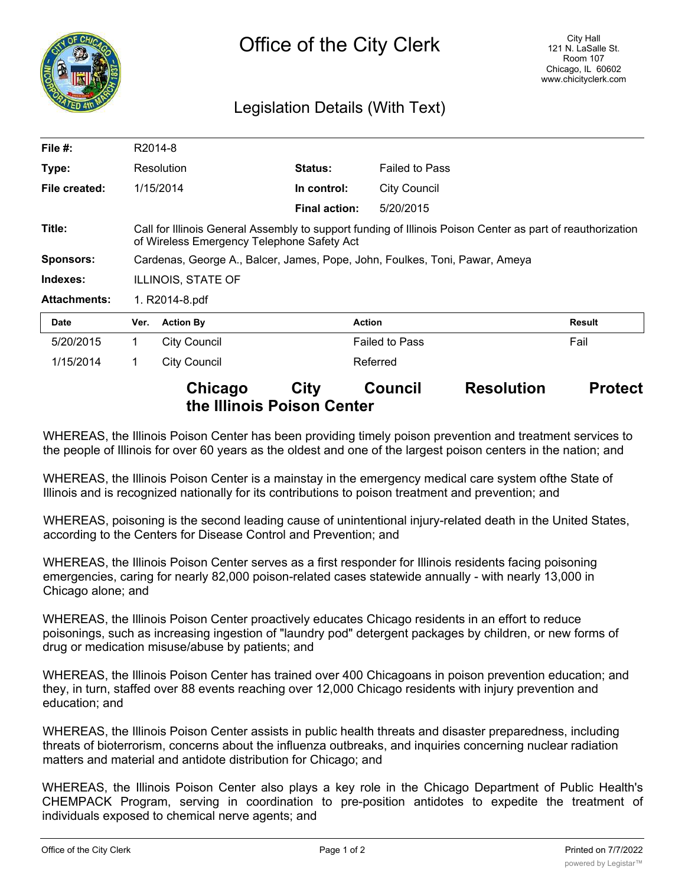# Office of the City Clerk

City Hall
121 N. LaSalle St.
Room 107
Chicago, IL 60602
www.chicityclerk.com

## Legislation Details (With Text)

| | | | |
|---|---|---|---|
| **File #:** | R2014-8 | | |
| **Type:** | Resolution | **Status:** | Failed to Pass |
| **File created:** | 1/15/2014 | **In control:** | City Council |
| | | **Final action:** | 5/20/2015 |
| **Title:** | Call for Illinois General Assembly to support funding of Illinois Poison Center as part of reauthorization of Wireless Emergency Telephone Safety Act | | |
| **Sponsors:** | Cardenas, George A., Balcer, James, Pope, John, Foulkes, Toni, Pawar, Ameya | | |
| **Indexes:** | ILLINOIS, STATE OF | | |
| **Attachments:** | 1. R2014-8.pdf | | |

| Date | Ver. | Action By | Action | Result |
|---|---|---|---|---|
| 5/20/2015 | 1 | City Council | Failed to Pass | Fail |
| 1/15/2014 | 1 | City Council | Referred | |

**Chicago City Council Resolution Protect the Illinois Poison Center**

WHEREAS, the Illinois Poison Center has been providing timely poison prevention and treatment services to the people of Illinois for over 60 years as the oldest and one of the largest poison centers in the nation; and

WHEREAS, the Illinois Poison Center is a mainstay in the emergency medical care system ofthe State of Illinois and is recognized nationally for its contributions to poison treatment and prevention; and

WHEREAS, poisoning is the second leading cause of unintentional injury-related death in the United States, according to the Centers for Disease Control and Prevention; and

WHEREAS, the Illinois Poison Center serves as a first responder for Illinois residents facing poisoning emergencies, caring for nearly 82,000 poison-related cases statewide annually - with nearly 13,000 in Chicago alone; and

WHEREAS, the Illinois Poison Center proactively educates Chicago residents in an effort to reduce poisonings, such as increasing ingestion of "laundry pod" detergent packages by children, or new forms of drug or medication misuse/abuse by patients; and

WHEREAS, the Illinois Poison Center has trained over 400 Chicagoans in poison prevention education; and they, in turn, staffed over 88 events reaching over 12,000 Chicago residents with injury prevention and education; and

WHEREAS, the Illinois Poison Center assists in public health threats and disaster preparedness, including threats of bioterrorism, concerns about the influenza outbreaks, and inquiries concerning nuclear radiation matters and material and antidote distribution for Chicago; and

WHEREAS, the Illinois Poison Center also plays a key role in the Chicago Department of Public Health's CHEMPACK Program, serving in coordination to pre-position antidotes to expedite the treatment of individuals exposed to chemical nerve agents; and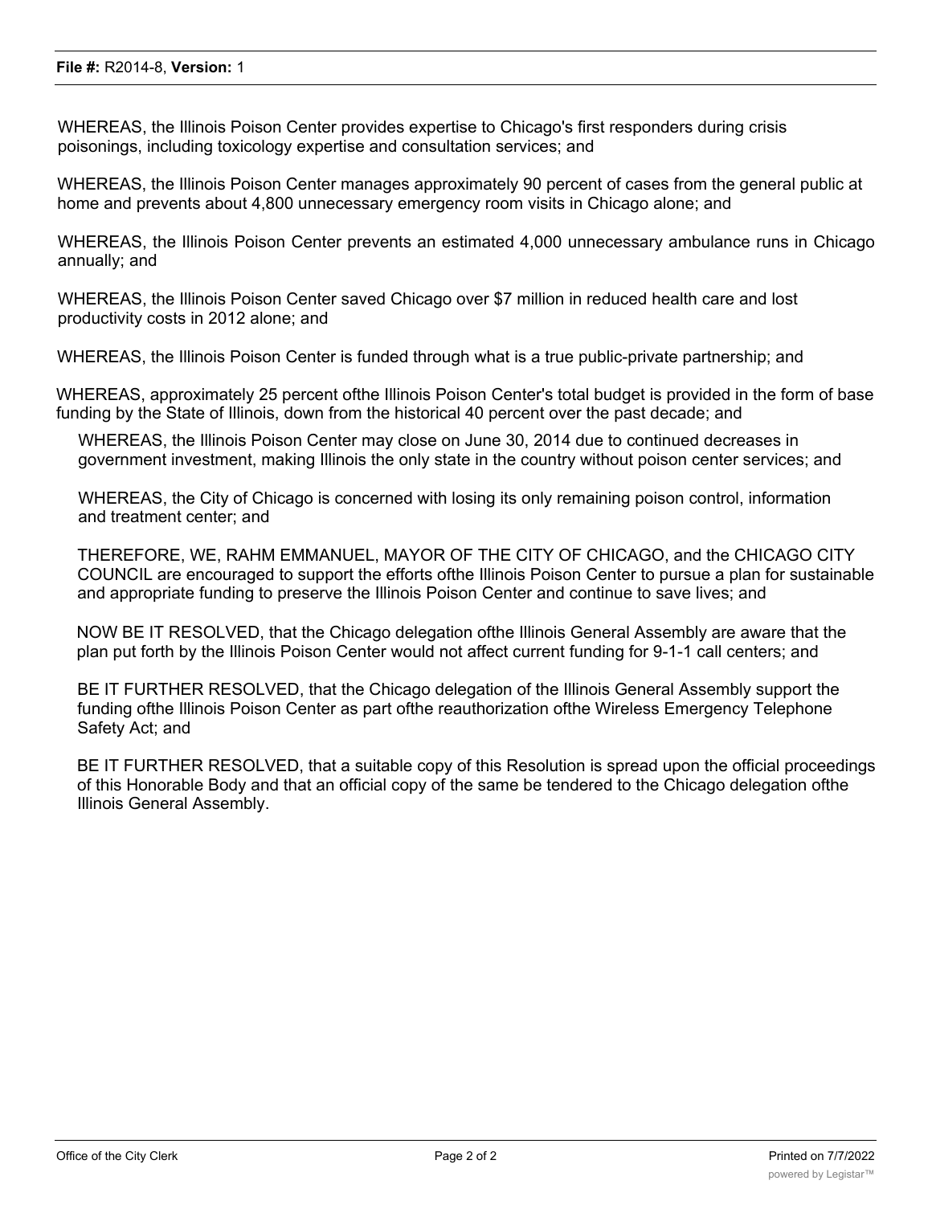WHEREAS, the Illinois Poison Center provides expertise to Chicago's first responders during crisis poisonings, including toxicology expertise and consultation services; and

WHEREAS, the Illinois Poison Center manages approximately 90 percent of cases from the general public at home and prevents about 4,800 unnecessary emergency room visits in Chicago alone; and

WHEREAS, the Illinois Poison Center prevents an estimated 4,000 unnecessary ambulance runs in Chicago annually; and

WHEREAS, the Illinois Poison Center saved Chicago over $7 million in reduced health care and lost productivity costs in 2012 alone; and

WHEREAS, the Illinois Poison Center is funded through what is a true public-private partnership; and

WHEREAS, approximately 25 percent ofthe Illinois Poison Center's total budget is provided in the form of base funding by the State of Illinois, down from the historical 40 percent over the past decade; and

WHEREAS, the Illinois Poison Center may close on June 30, 2014 due to continued decreases in government investment, making Illinois the only state in the country without poison center services; and

WHEREAS, the City of Chicago is concerned with losing its only remaining poison control, information and treatment center; and

THEREFORE, WE, RAHM EMMANUEL, MAYOR OF THE CITY OF CHICAGO, and the CHICAGO CITY COUNCIL are encouraged to support the efforts ofthe Illinois Poison Center to pursue a plan for sustainable and appropriate funding to preserve the Illinois Poison Center and continue to save lives; and

NOW BE IT RESOLVED, that the Chicago delegation ofthe Illinois General Assembly are aware that the plan put forth by the Illinois Poison Center would not affect current funding for 9-1-1 call centers; and

BE IT FURTHER RESOLVED, that the Chicago delegation of the Illinois General Assembly support the funding ofthe Illinois Poison Center as part ofthe reauthorization ofthe Wireless Emergency Telephone Safety Act; and

BE IT FURTHER RESOLVED, that a suitable copy of this Resolution is spread upon the official proceedings of this Honorable Body and that an official copy of the same be tendered to the Chicago delegation ofthe Illinois General Assembly.